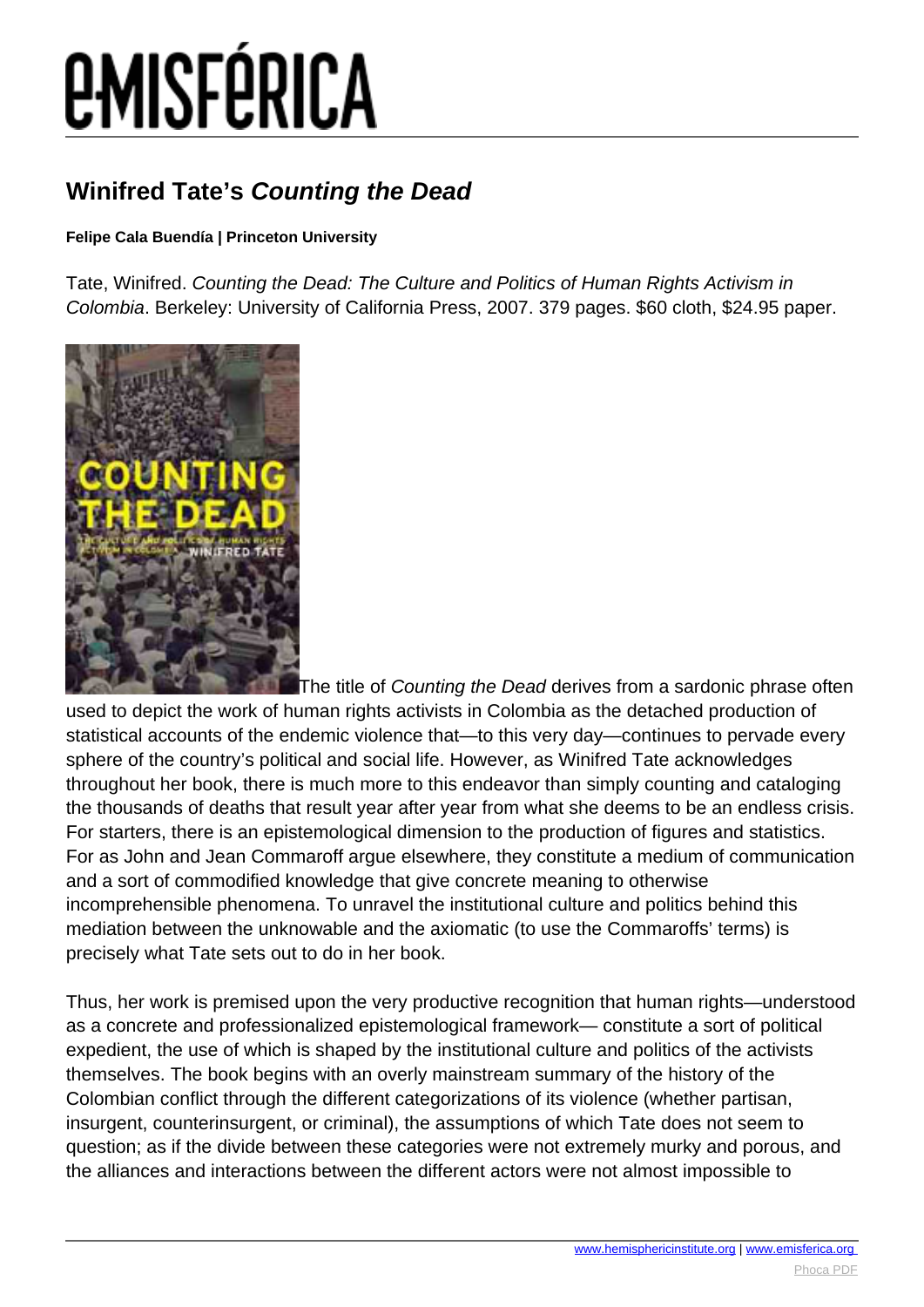# Winifred Tate's *Counting the Dead*

**Felipe Cala Buendía | Princeton University**

Tate, Winifred. *Counting the Dead: The Culture and Politics of Human Rights Activism in Colombia*. Berkeley: University of California Press, 2007. 379 pages. $60 cloth, $24.95 paper.

The title of *Counting the Dead* derives from a sardonic phrase often used to depict the work of human rights activists in Colombia as the detached production of statistical accounts of the endemic violence that—to this very day—continues to pervade every sphere of the country's political and social life. However, as Winifred Tate acknowledges throughout her book, there is much more to this endeavor than simply counting and cataloging the thousands of deaths that result year after year from what she deems to be an endless crisis. For starters, there is an epistemological dimension to the production of figures and statistics. For as John and Jean Commaroff argue elsewhere, they constitute a medium of communication and a sort of commodified knowledge that give concrete meaning to otherwise incomprehensible phenomena. To unravel the institutional culture and politics behind this mediation between the unknowable and the axiomatic (to use the Commaroffs' terms) is precisely what Tate sets out to do in her book.

Thus, her work is premised upon the very productive recognition that human rights—understood as a concrete and professionalized epistemological framework— constitute a sort of political expedient, the use of which is shaped by the institutional culture and politics of the activists themselves. The book begins with an overly mainstream summary of the history of the Colombian conflict through the different categorizations of its violence (whether partisan, insurgent, counterinsurgent, or criminal), the assumptions of which Tate does not seem to question; as if the divide between these categories were not extremely murky and porous, and the alliances and interactions between the different actors were not almost impossible to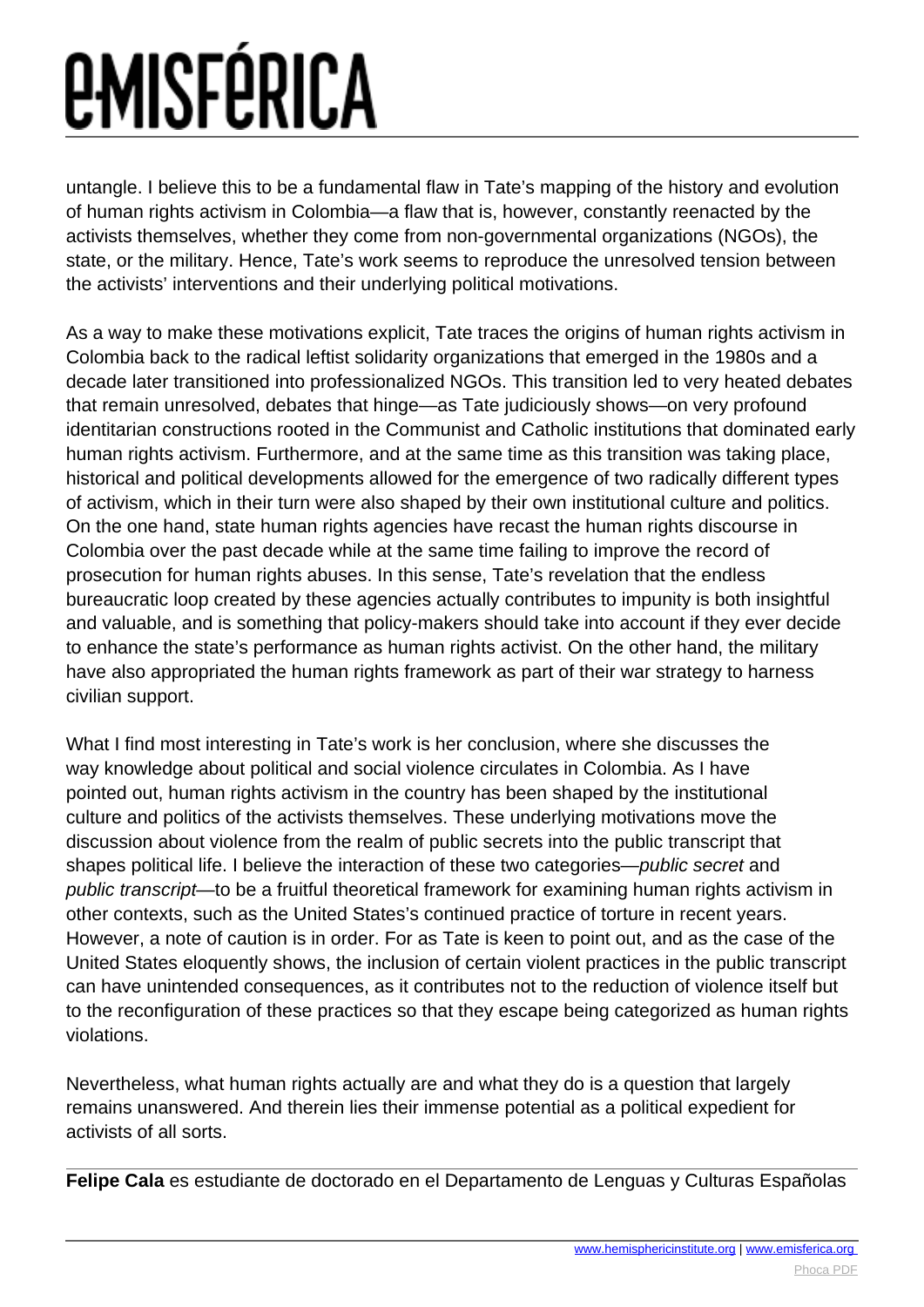untangle. I believe this to be a fundamental flaw in Tate's mapping of the history and evolution of human rights activism in Colombia—a flaw that is, however, constantly reenacted by the activists themselves, whether they come from non-governmental organizations (NGOs), the state, or the military. Hence, Tate's work seems to reproduce the unresolved tension between the activists' interventions and their underlying political motivations.

As a way to make these motivations explicit, Tate traces the origins of human rights activism in Colombia back to the radical leftist solidarity organizations that emerged in the 1980s and a decade later transitioned into professionalized NGOs. This transition led to very heated debates that remain unresolved, debates that hinge—as Tate judiciously shows—on very profound identitarian constructions rooted in the Communist and Catholic institutions that dominated early human rights activism. Furthermore, and at the same time as this transition was taking place, historical and political developments allowed for the emergence of two radically different types of activism, which in their turn were also shaped by their own institutional culture and politics. On the one hand, state human rights agencies have recast the human rights discourse in Colombia over the past decade while at the same time failing to improve the record of prosecution for human rights abuses. In this sense, Tate's revelation that the endless bureaucratic loop created by these agencies actually contributes to impunity is both insightful and valuable, and is something that policy-makers should take into account if they ever decide to enhance the state's performance as human rights activist. On the other hand, the military have also appropriated the human rights framework as part of their war strategy to harness civilian support.

What I find most interesting in Tate's work is her conclusion, where she discusses the way knowledge about political and social violence circulates in Colombia. As I have pointed out, human rights activism in the country has been shaped by the institutional culture and politics of the activists themselves. These underlying motivations move the discussion about violence from the realm of public secrets into the public transcript that shapes political life. I believe the interaction of these two categories—*public secret* and *public transcript*—to be a fruitful theoretical framework for examining human rights activism in other contexts, such as the United States's continued practice of torture in recent years. However, a note of caution is in order. For as Tate is keen to point out, and as the case of the United States eloquently shows, the inclusion of certain violent practices in the public transcript can have unintended consequences, as it contributes not to the reduction of violence itself but to the reconfiguration of these practices so that they escape being categorized as human rights violations.

Nevertheless, what human rights actually are and what they do is a question that largely remains unanswered. And therein lies their immense potential as a political expedient for activists of all sorts.

**Felipe Cala** es estudiante de doctorado en el Departamento de Lenguas y Culturas Españolas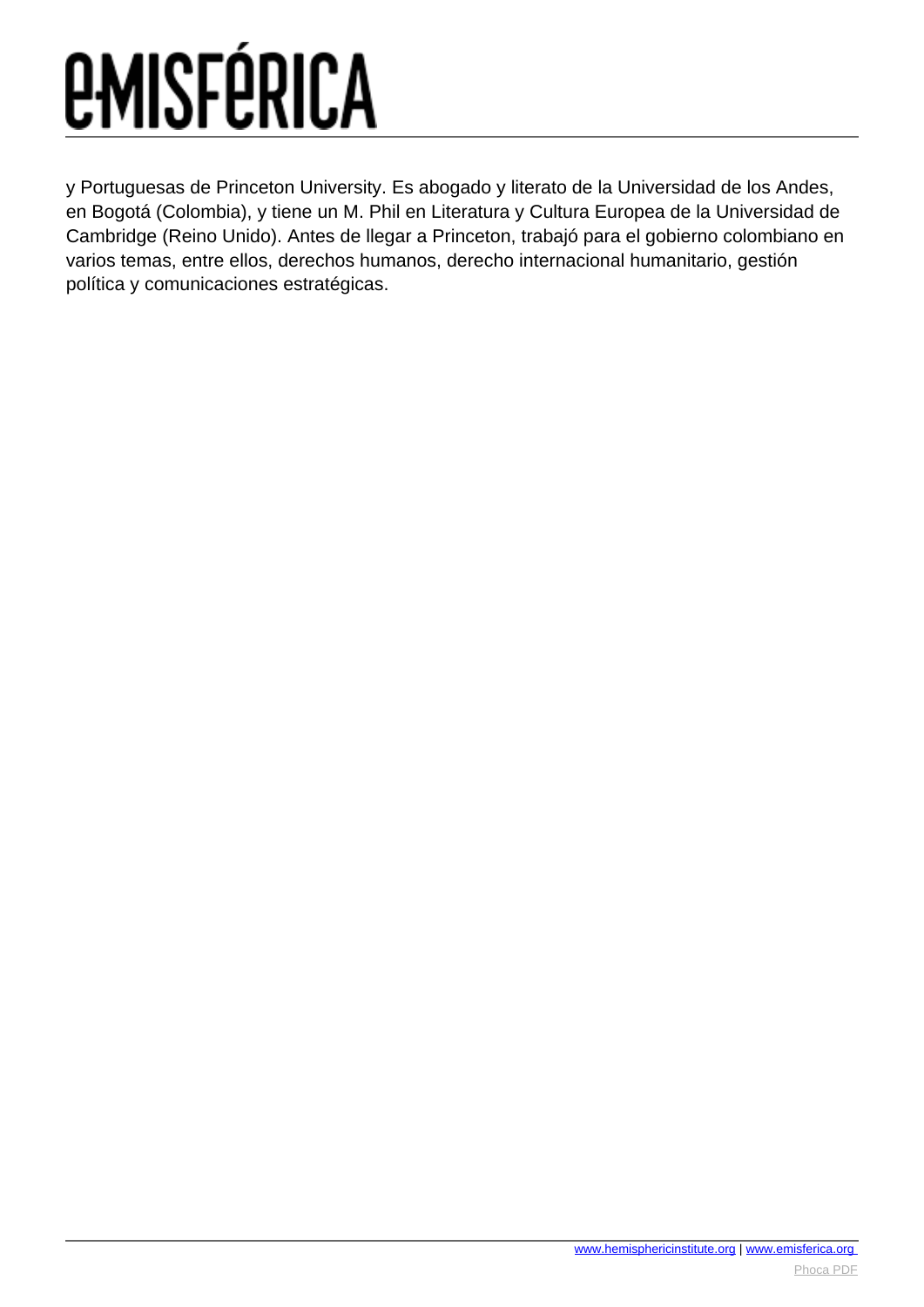y Portuguesas de Princeton University. Es abogado y literato de la Universidad de los Andes, en Bogotá (Colombia), y tiene un M. Phil en Literatura y Cultura Europea de la Universidad de Cambridge (Reino Unido). Antes de llegar a Princeton, trabajó para el gobierno colombiano en varios temas, entre ellos, derechos humanos, derecho internacional humanitario, gestión política y comunicaciones estratégicas.